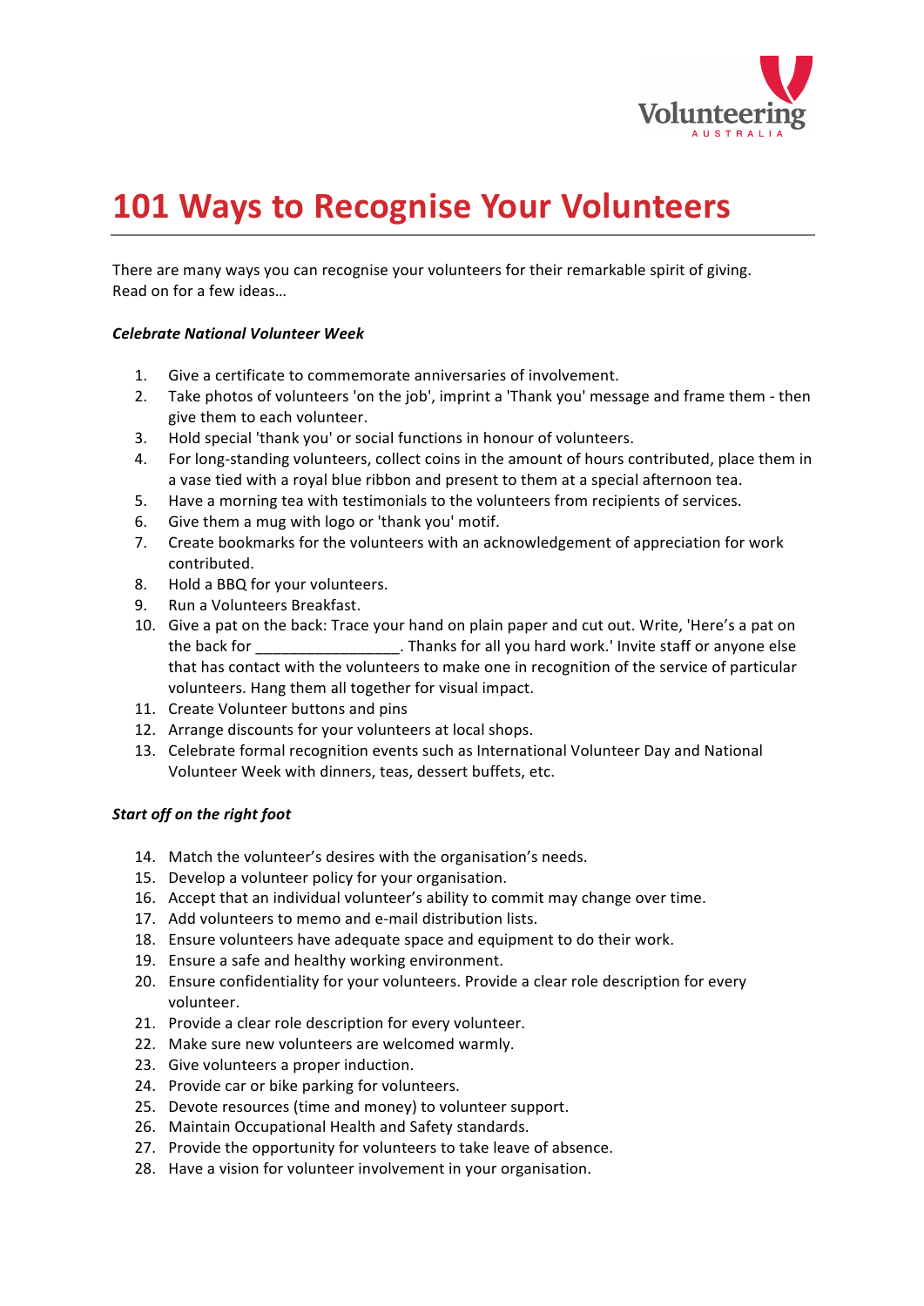# 101 Ways to Recognise Your Volunteers

There are many ways you can recognise your volunteers for their remarkable spirit of giving.
Read on for a few ideas…

***Celebrate National Volunteer Week***

1. Give a certificate to commemorate anniversaries of involvement.
2. Take photos of volunteers 'on the job', imprint a 'Thank you' message and frame them - then give them to each volunteer.
3. Hold special 'thank you' or social functions in honour of volunteers.
4. For long-standing volunteers, collect coins in the amount of hours contributed, place them in a vase tied with a royal blue ribbon and present to them at a special afternoon tea.
5. Have a morning tea with testimonials to the volunteers from recipients of services.
6. Give them a mug with logo or 'thank you' motif.
7. Create bookmarks for the volunteers with an acknowledgement of appreciation for work contributed.
8. Hold a BBQ for your volunteers.
9. Run a Volunteers Breakfast.
10. Give a pat on the back: Trace your hand on plain paper and cut out. Write, 'Here's a pat on the back for _________________. Thanks for all you hard work.' Invite staff or anyone else that has contact with the volunteers to make one in recognition of the service of particular volunteers. Hang them all together for visual impact.
11. Create Volunteer buttons and pins
12. Arrange discounts for your volunteers at local shops.
13. Celebrate formal recognition events such as International Volunteer Day and National Volunteer Week with dinners, teas, dessert buffets, etc.

***Start off on the right foot***

14. Match the volunteer's desires with the organisation's needs.
15. Develop a volunteer policy for your organisation.
16. Accept that an individual volunteer's ability to commit may change over time.
17. Add volunteers to memo and e-mail distribution lists.
18. Ensure volunteers have adequate space and equipment to do their work.
19. Ensure a safe and healthy working environment.
20. Ensure confidentiality for your volunteers. Provide a clear role description for every volunteer.
21. Provide a clear role description for every volunteer.
22. Make sure new volunteers are welcomed warmly.
23. Give volunteers a proper induction.
24. Provide car or bike parking for volunteers.
25. Devote resources (time and money) to volunteer support.
26. Maintain Occupational Health and Safety standards.
27. Provide the opportunity for volunteers to take leave of absence.
28. Have a vision for volunteer involvement in your organisation.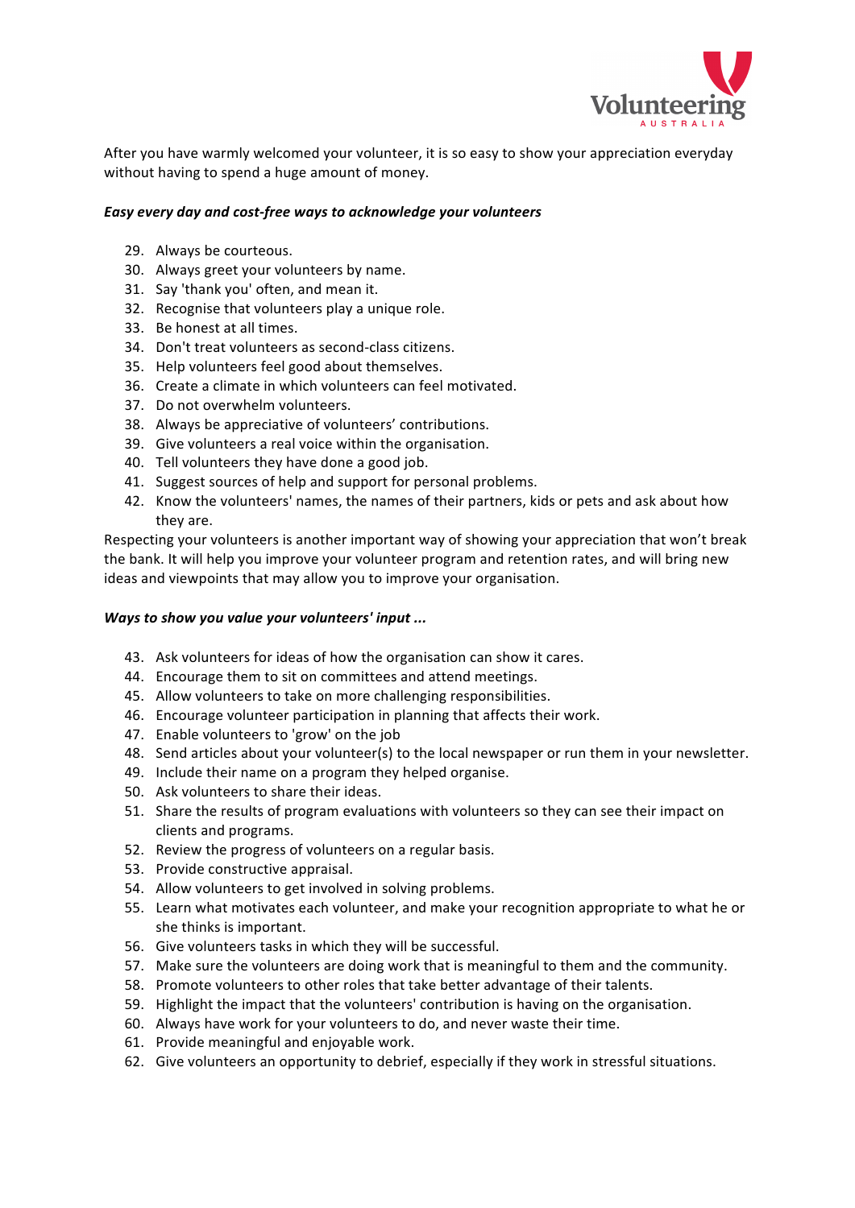After you have warmly welcomed your volunteer, it is so easy to show your appreciation everyday without having to spend a huge amount of money.

***Easy every day and cost-free ways to acknowledge your volunteers***

29. Always be courteous.
30. Always greet your volunteers by name.
31. Say 'thank you' often, and mean it.
32. Recognise that volunteers play a unique role.
33. Be honest at all times.
34. Don't treat volunteers as second-class citizens.
35. Help volunteers feel good about themselves.
36. Create a climate in which volunteers can feel motivated.
37. Do not overwhelm volunteers.
38. Always be appreciative of volunteers' contributions.
39. Give volunteers a real voice within the organisation.
40. Tell volunteers they have done a good job.
41. Suggest sources of help and support for personal problems.
42. Know the volunteers' names, the names of their partners, kids or pets and ask about how they are.

Respecting your volunteers is another important way of showing your appreciation that won't break the bank. It will help you improve your volunteer program and retention rates, and will bring new ideas and viewpoints that may allow you to improve your organisation.

***Ways to show you value your volunteers' input ...***

43. Ask volunteers for ideas of how the organisation can show it cares.
44. Encourage them to sit on committees and attend meetings.
45. Allow volunteers to take on more challenging responsibilities.
46. Encourage volunteer participation in planning that affects their work.
47. Enable volunteers to 'grow' on the job
48. Send articles about your volunteer(s) to the local newspaper or run them in your newsletter.
49. Include their name on a program they helped organise.
50. Ask volunteers to share their ideas.
51. Share the results of program evaluations with volunteers so they can see their impact on clients and programs.
52. Review the progress of volunteers on a regular basis.
53. Provide constructive appraisal.
54. Allow volunteers to get involved in solving problems.
55. Learn what motivates each volunteer, and make your recognition appropriate to what he or she thinks is important.
56. Give volunteers tasks in which they will be successful.
57. Make sure the volunteers are doing work that is meaningful to them and the community.
58. Promote volunteers to other roles that take better advantage of their talents.
59. Highlight the impact that the volunteers' contribution is having on the organisation.
60. Always have work for your volunteers to do, and never waste their time.
61. Provide meaningful and enjoyable work.
62. Give volunteers an opportunity to debrief, especially if they work in stressful situations.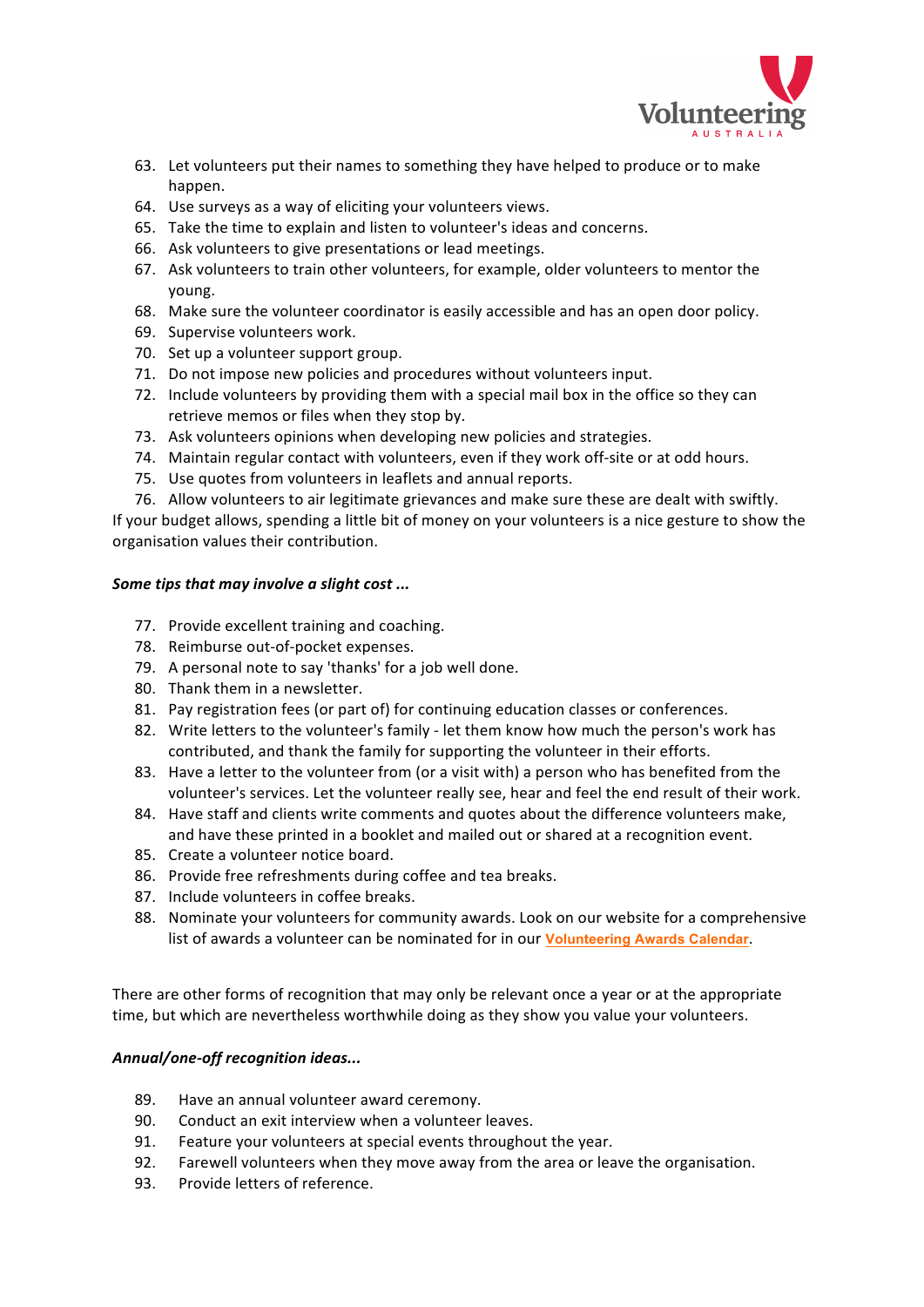63. Let volunteers put their names to something they have helped to produce or to make happen.
64. Use surveys as a way of eliciting your volunteers views.
65. Take the time to explain and listen to volunteer's ideas and concerns.
66. Ask volunteers to give presentations or lead meetings.
67. Ask volunteers to train other volunteers, for example, older volunteers to mentor the young.
68. Make sure the volunteer coordinator is easily accessible and has an open door policy.
69. Supervise volunteers work.
70. Set up a volunteer support group.
71. Do not impose new policies and procedures without volunteers input.
72. Include volunteers by providing them with a special mail box in the office so they can retrieve memos or files when they stop by.
73. Ask volunteers opinions when developing new policies and strategies.
74. Maintain regular contact with volunteers, even if they work off-site or at odd hours.
75. Use quotes from volunteers in leaflets and annual reports.
76. Allow volunteers to air legitimate grievances and make sure these are dealt with swiftly.

If your budget allows, spending a little bit of money on your volunteers is a nice gesture to show the organisation values their contribution.

***Some tips that may involve a slight cost ...***

77. Provide excellent training and coaching.
78. Reimburse out-of-pocket expenses.
79. A personal note to say 'thanks' for a job well done.
80. Thank them in a newsletter.
81. Pay registration fees (or part of) for continuing education classes or conferences.
82. Write letters to the volunteer's family - let them know how much the person's work has contributed, and thank the family for supporting the volunteer in their efforts.
83. Have a letter to the volunteer from (or a visit with) a person who has benefited from the volunteer's services. Let the volunteer really see, hear and feel the end result of their work.
84. Have staff and clients write comments and quotes about the difference volunteers make, and have these printed in a booklet and mailed out or shared at a recognition event.
85. Create a volunteer notice board.
86. Provide free refreshments during coffee and tea breaks.
87. Include volunteers in coffee breaks.
88. Nominate your volunteers for community awards. Look on our website for a comprehensive list of awards a volunteer can be nominated for in our Volunteering Awards Calendar.

There are other forms of recognition that may only be relevant once a year or at the appropriate time, but which are nevertheless worthwhile doing as they show you value your volunteers.

***Annual/one-off recognition ideas...***

89. Have an annual volunteer award ceremony.
90. Conduct an exit interview when a volunteer leaves.
91. Feature your volunteers at special events throughout the year.
92. Farewell volunteers when they move away from the area or leave the organisation.
93. Provide letters of reference.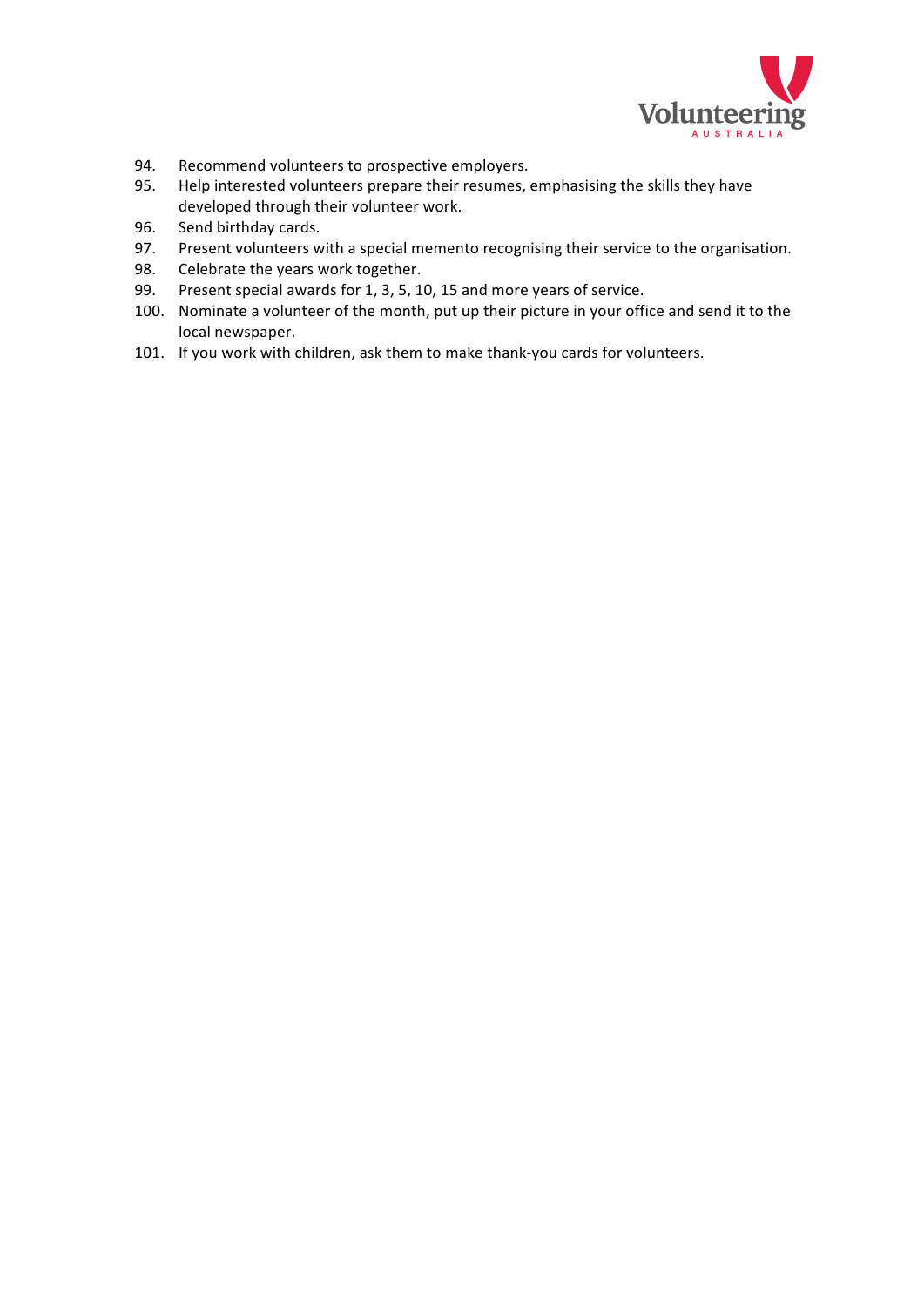94. Recommend volunteers to prospective employers.
95. Help interested volunteers prepare their resumes, emphasising the skills they have developed through their volunteer work.
96. Send birthday cards.
97. Present volunteers with a special memento recognising their service to the organisation.
98. Celebrate the years work together.
99. Present special awards for 1, 3, 5, 10, 15 and more years of service.
100. Nominate a volunteer of the month, put up their picture in your office and send it to the local newspaper.
101. If you work with children, ask them to make thank-you cards for volunteers.